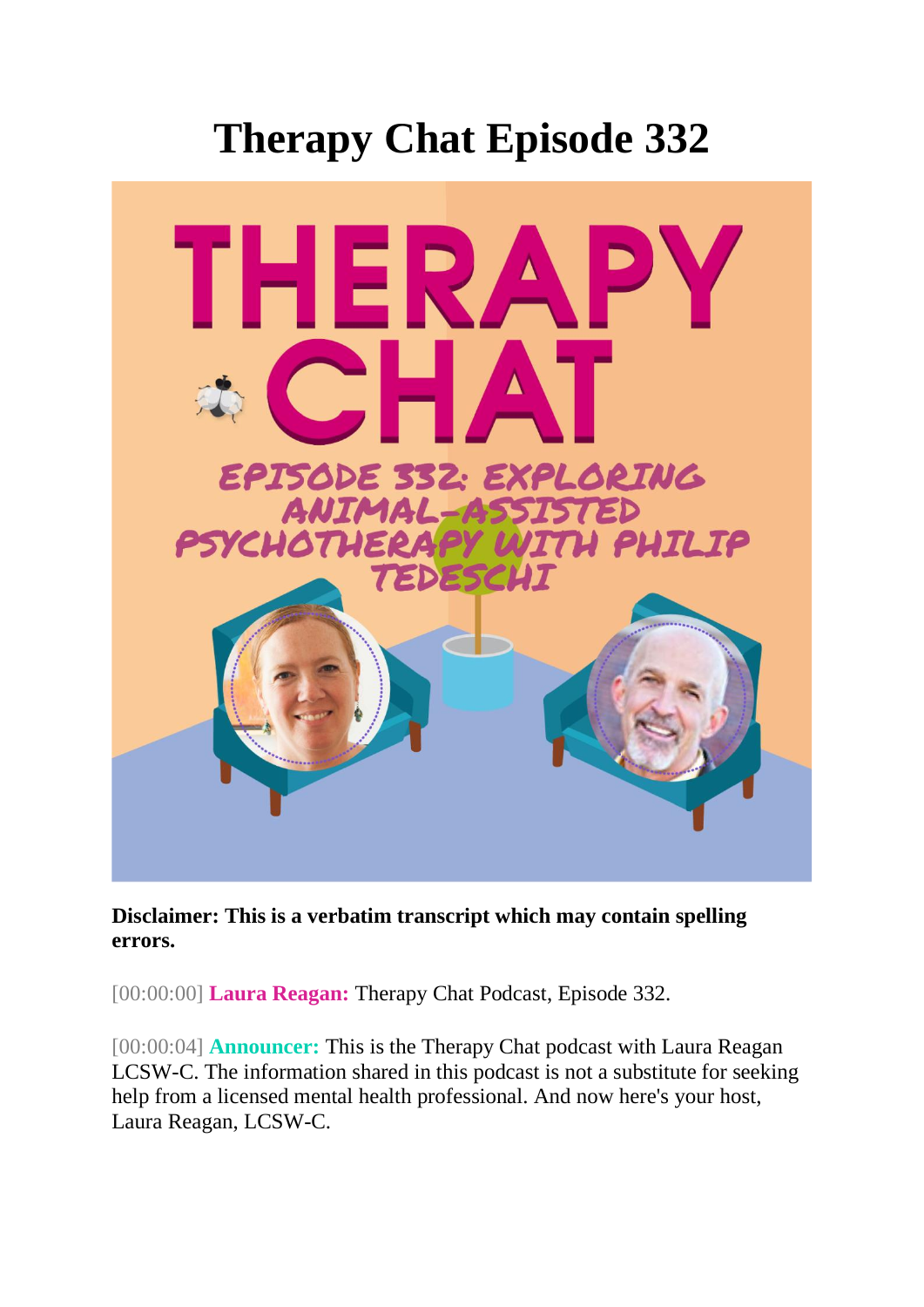# Therapy Chat Episode 332

**Disclaimer: This is a verbatim transcript which may contain spelling errors.**

[00:00:00] **Laura Reagan:** Therapy Chat Podcast, Episode 332.

[00:00:04] **Announcer:** This is the Therapy Chat podcast with Laura Reagan LCSW-C. The information shared in this podcast is not a substitute for seeking help from a licensed mental health professional. And now here's your host, Laura Reagan, LCSW-C.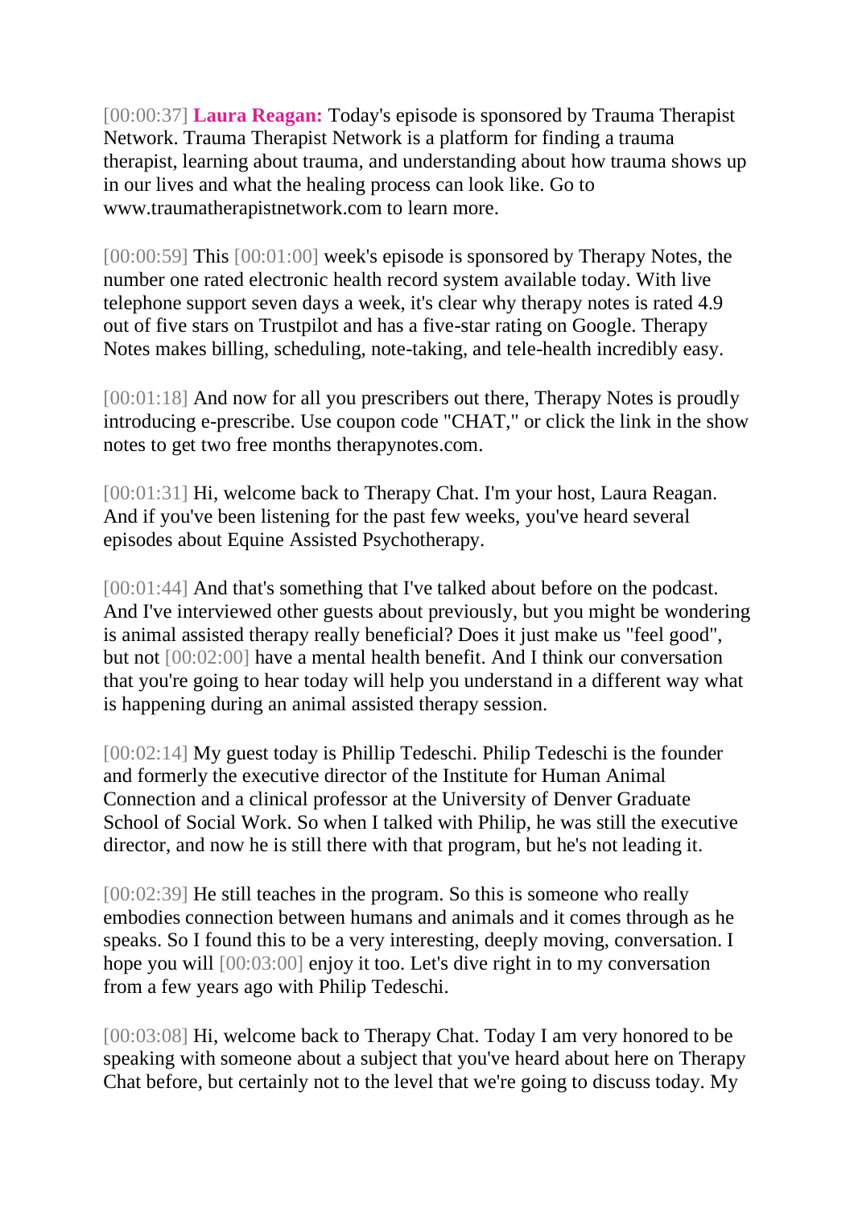[00:00:37] **Laura Reagan:** Today's episode is sponsored by Trauma Therapist Network. Trauma Therapist Network is a platform for finding a trauma therapist, learning about trauma, and understanding about how trauma shows up in our lives and what the healing process can look like. Go to www.traumatherapistnetwork.com to learn more.

[00:00:59] This [00:01:00] week's episode is sponsored by Therapy Notes, the number one rated electronic health record system available today. With live telephone support seven days a week, it's clear why therapy notes is rated 4.9 out of five stars on Trustpilot and has a five-star rating on Google. Therapy Notes makes billing, scheduling, note-taking, and tele-health incredibly easy.

[00:01:18] And now for all you prescribers out there, Therapy Notes is proudly introducing e-prescribe. Use coupon code "CHAT," or click the link in the show notes to get two free months therapynotes.com.

[00:01:31] Hi, welcome back to Therapy Chat. I'm your host, Laura Reagan. And if you've been listening for the past few weeks, you've heard several episodes about Equine Assisted Psychotherapy.

[00:01:44] And that's something that I've talked about before on the podcast. And I've interviewed other guests about previously, but you might be wondering is animal assisted therapy really beneficial? Does it just make us "feel good", but not [00:02:00] have a mental health benefit. And I think our conversation that you're going to hear today will help you understand in a different way what is happening during an animal assisted therapy session.

[00:02:14] My guest today is Phillip Tedeschi. Philip Tedeschi is the founder and formerly the executive director of the Institute for Human Animal Connection and a clinical professor at the University of Denver Graduate School of Social Work. So when I talked with Philip, he was still the executive director, and now he is still there with that program, but he's not leading it.

[00:02:39] He still teaches in the program. So this is someone who really embodies connection between humans and animals and it comes through as he speaks. So I found this to be a very interesting, deeply moving, conversation. I hope you will [00:03:00] enjoy it too. Let's dive right in to my conversation from a few years ago with Philip Tedeschi.

[00:03:08] Hi, welcome back to Therapy Chat. Today I am very honored to be speaking with someone about a subject that you've heard about here on Therapy Chat before, but certainly not to the level that we're going to discuss today. My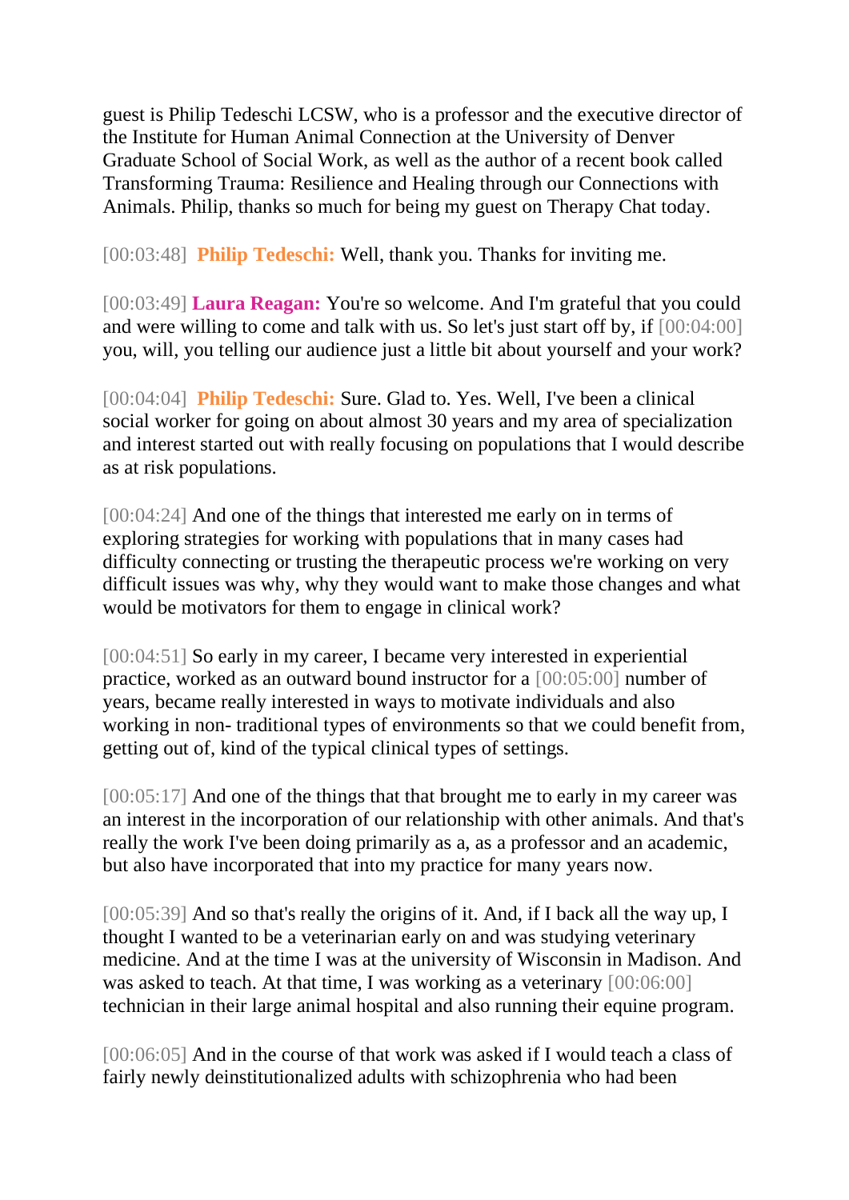guest is Philip Tedeschi LCSW, who is a professor and the executive director of the Institute for Human Animal Connection at the University of Denver Graduate School of Social Work, as well as the author of a recent book called Transforming Trauma: Resilience and Healing through our Connections with Animals. Philip, thanks so much for being my guest on Therapy Chat today.

[00:03:48] **Philip Tedeschi:** Well, thank you. Thanks for inviting me.

[00:03:49] **Laura Reagan:** You're so welcome. And I'm grateful that you could and were willing to come and talk with us. So let's just start off by, if [00:04:00] you, will, you telling our audience just a little bit about yourself and your work?

[00:04:04] **Philip Tedeschi:** Sure. Glad to. Yes. Well, I've been a clinical social worker for going on about almost 30 years and my area of specialization and interest started out with really focusing on populations that I would describe as at risk populations.

[00:04:24] And one of the things that interested me early on in terms of exploring strategies for working with populations that in many cases had difficulty connecting or trusting the therapeutic process we're working on very difficult issues was why, why they would want to make those changes and what would be motivators for them to engage in clinical work?

[00:04:51] So early in my career, I became very interested in experiential practice, worked as an outward bound instructor for a [00:05:00] number of years, became really interested in ways to motivate individuals and also working in non- traditional types of environments so that we could benefit from, getting out of, kind of the typical clinical types of settings.

[00:05:17] And one of the things that that brought me to early in my career was an interest in the incorporation of our relationship with other animals. And that's really the work I've been doing primarily as a, as a professor and an academic, but also have incorporated that into my practice for many years now.

[00:05:39] And so that's really the origins of it. And, if I back all the way up, I thought I wanted to be a veterinarian early on and was studying veterinary medicine. And at the time I was at the university of Wisconsin in Madison. And was asked to teach. At that time, I was working as a veterinary [00:06:00] technician in their large animal hospital and also running their equine program.

[00:06:05] And in the course of that work was asked if I would teach a class of fairly newly deinstitutionalized adults with schizophrenia who had been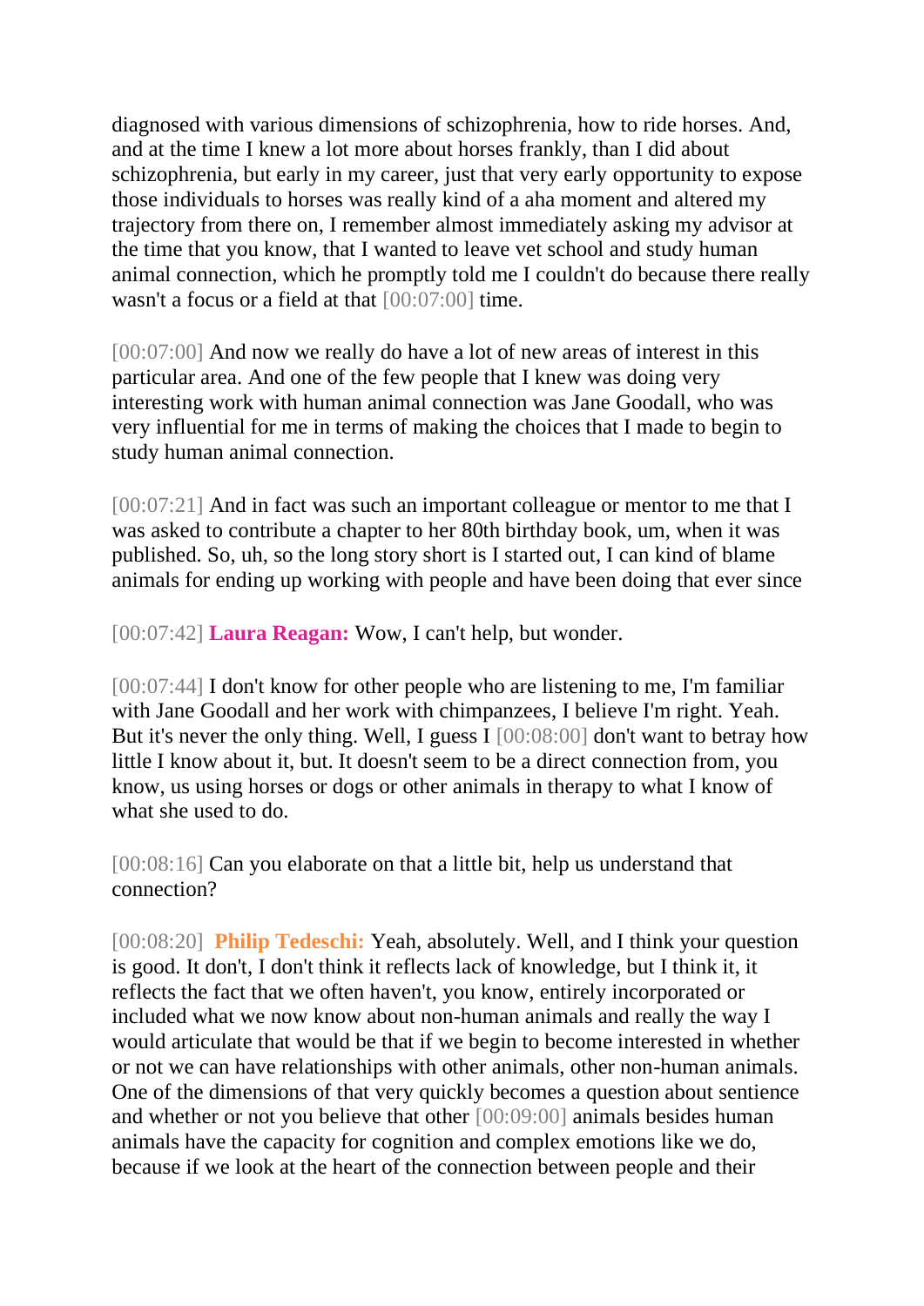diagnosed with various dimensions of schizophrenia, how to ride horses. And, and at the time I knew a lot more about horses frankly, than I did about schizophrenia, but early in my career, just that very early opportunity to expose those individuals to horses was really kind of a aha moment and altered my trajectory from there on, I remember almost immediately asking my advisor at the time that you know, that I wanted to leave vet school and study human animal connection, which he promptly told me I couldn't do because there really wasn't a focus or a field at that [00:07:00] time.

[00:07:00] And now we really do have a lot of new areas of interest in this particular area. And one of the few people that I knew was doing very interesting work with human animal connection was Jane Goodall, who was very influential for me in terms of making the choices that I made to begin to study human animal connection.

[00:07:21] And in fact was such an important colleague or mentor to me that I was asked to contribute a chapter to her 80th birthday book, um, when it was published. So, uh, so the long story short is I started out, I can kind of blame animals for ending up working with people and have been doing that ever since

[00:07:42] **Laura Reagan:** Wow, I can't help, but wonder.

[00:07:44] I don't know for other people who are listening to me, I'm familiar with Jane Goodall and her work with chimpanzees, I believe I'm right. Yeah. But it's never the only thing. Well, I guess I [00:08:00] don't want to betray how little I know about it, but. It doesn't seem to be a direct connection from, you know, us using horses or dogs or other animals in therapy to what I know of what she used to do.

[00:08:16] Can you elaborate on that a little bit, help us understand that connection?

[00:08:20] **Philip Tedeschi:** Yeah, absolutely. Well, and I think your question is good. It don't, I don't think it reflects lack of knowledge, but I think it, it reflects the fact that we often haven't, you know, entirely incorporated or included what we now know about non-human animals and really the way I would articulate that would be that if we begin to become interested in whether or not we can have relationships with other animals, other non-human animals. One of the dimensions of that very quickly becomes a question about sentience and whether or not you believe that other [00:09:00] animals besides human animals have the capacity for cognition and complex emotions like we do, because if we look at the heart of the connection between people and their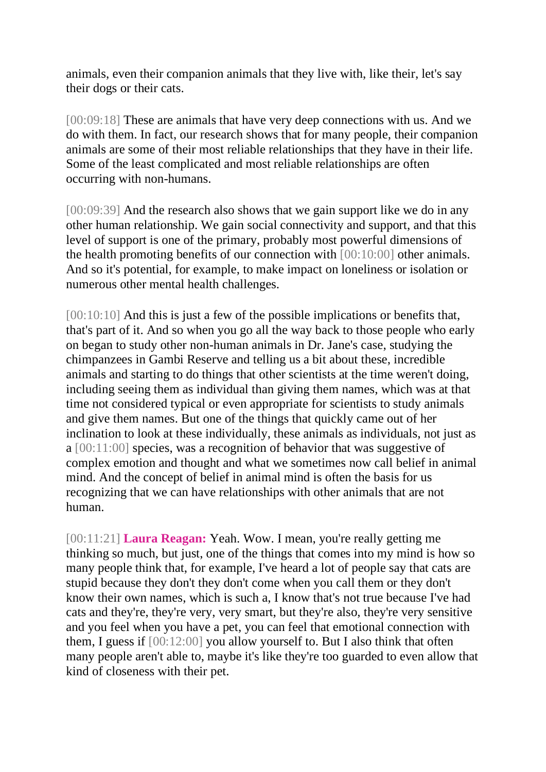animals, even their companion animals that they live with, like their, let's say their dogs or their cats.

[00:09:18] These are animals that have very deep connections with us. And we do with them. In fact, our research shows that for many people, their companion animals are some of their most reliable relationships that they have in their life. Some of the least complicated and most reliable relationships are often occurring with non-humans.

[00:09:39] And the research also shows that we gain support like we do in any other human relationship. We gain social connectivity and support, and that this level of support is one of the primary, probably most powerful dimensions of the health promoting benefits of our connection with [00:10:00] other animals. And so it's potential, for example, to make impact on loneliness or isolation or numerous other mental health challenges.

[00:10:10] And this is just a few of the possible implications or benefits that, that's part of it. And so when you go all the way back to those people who early on began to study other non-human animals in Dr. Jane's case, studying the chimpanzees in Gambi Reserve and telling us a bit about these, incredible animals and starting to do things that other scientists at the time weren't doing, including seeing them as individual than giving them names, which was at that time not considered typical or even appropriate for scientists to study animals and give them names. But one of the things that quickly came out of her inclination to look at these individually, these animals as individuals, not just as a [00:11:00] species, was a recognition of behavior that was suggestive of complex emotion and thought and what we sometimes now call belief in animal mind. And the concept of belief in animal mind is often the basis for us recognizing that we can have relationships with other animals that are not human.

[00:11:21] **Laura Reagan:** Yeah. Wow. I mean, you're really getting me thinking so much, but just, one of the things that comes into my mind is how so many people think that, for example, I've heard a lot of people say that cats are stupid because they don't they don't come when you call them or they don't know their own names, which is such a, I know that's not true because I've had cats and they're, they're very, very smart, but they're also, they're very sensitive and you feel when you have a pet, you can feel that emotional connection with them, I guess if [00:12:00] you allow yourself to. But I also think that often many people aren't able to, maybe it's like they're too guarded to even allow that kind of closeness with their pet.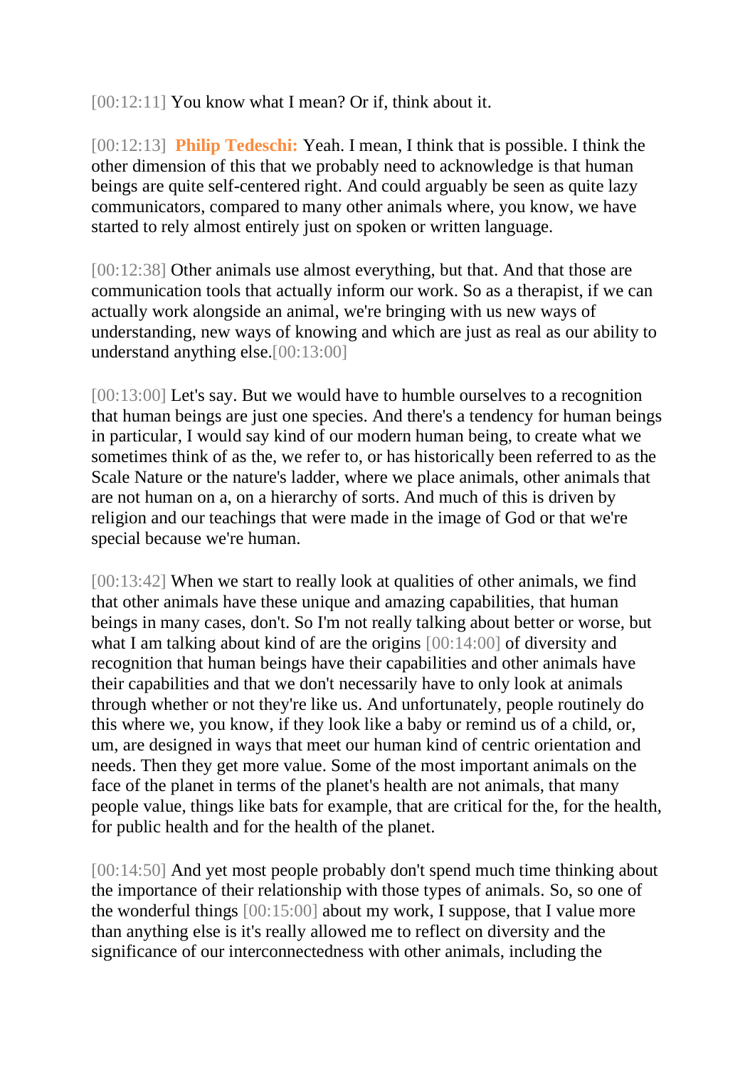[00:12:11] You know what I mean? Or if, think about it.

[00:12:13] **Philip Tedeschi:** Yeah. I mean, I think that is possible. I think the other dimension of this that we probably need to acknowledge is that human beings are quite self-centered right. And could arguably be seen as quite lazy communicators, compared to many other animals where, you know, we have started to rely almost entirely just on spoken or written language.

[00:12:38] Other animals use almost everything, but that. And that those are communication tools that actually inform our work. So as a therapist, if we can actually work alongside an animal, we're bringing with us new ways of understanding, new ways of knowing and which are just as real as our ability to understand anything else.[00:13:00]

[00:13:00] Let's say. But we would have to humble ourselves to a recognition that human beings are just one species. And there's a tendency for human beings in particular, I would say kind of our modern human being, to create what we sometimes think of as the, we refer to, or has historically been referred to as the Scale Nature or the nature's ladder, where we place animals, other animals that are not human on a, on a hierarchy of sorts. And much of this is driven by religion and our teachings that were made in the image of God or that we're special because we're human.

[00:13:42] When we start to really look at qualities of other animals, we find that other animals have these unique and amazing capabilities, that human beings in many cases, don't. So I'm not really talking about better or worse, but what I am talking about kind of are the origins [00:14:00] of diversity and recognition that human beings have their capabilities and other animals have their capabilities and that we don't necessarily have to only look at animals through whether or not they're like us. And unfortunately, people routinely do this where we, you know, if they look like a baby or remind us of a child, or, um, are designed in ways that meet our human kind of centric orientation and needs. Then they get more value. Some of the most important animals on the face of the planet in terms of the planet's health are not animals, that many people value, things like bats for example, that are critical for the, for the health, for public health and for the health of the planet.

[00:14:50] And yet most people probably don't spend much time thinking about the importance of their relationship with those types of animals. So, so one of the wonderful things [00:15:00] about my work, I suppose, that I value more than anything else is it's really allowed me to reflect on diversity and the significance of our interconnectedness with other animals, including the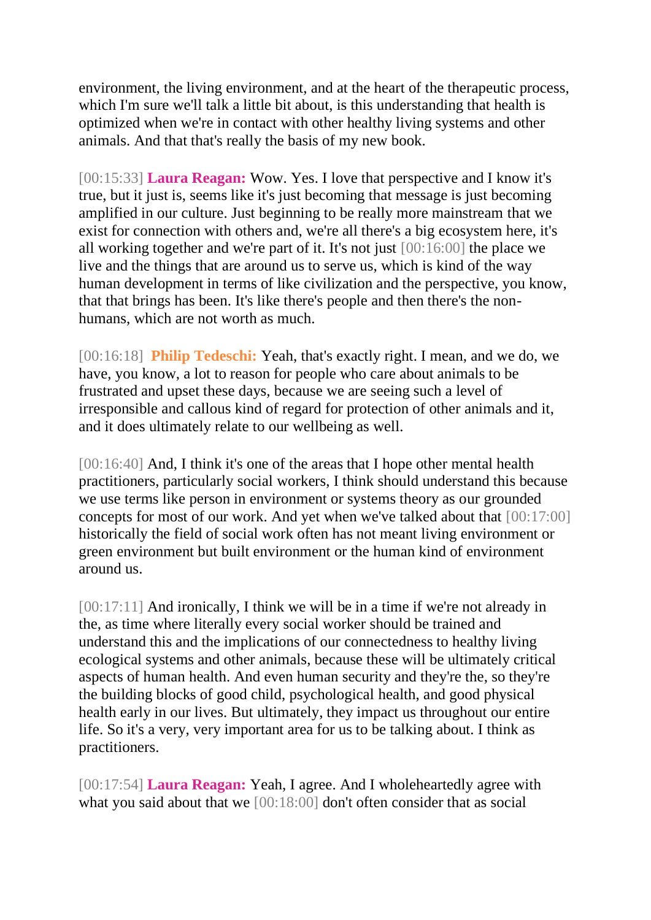environment, the living environment, and at the heart of the therapeutic process, which I'm sure we'll talk a little bit about, is this understanding that health is optimized when we're in contact with other healthy living systems and other animals. And that that's really the basis of my new book.

[00:15:33] **Laura Reagan:** Wow. Yes. I love that perspective and I know it's true, but it just is, seems like it's just becoming that message is just becoming amplified in our culture. Just beginning to be really more mainstream that we exist for connection with others and, we're all there's a big ecosystem here, it's all working together and we're part of it. It's not just [00:16:00] the place we live and the things that are around us to serve us, which is kind of the way human development in terms of like civilization and the perspective, you know, that that brings has been. It's like there's people and then there's the non-humans, which are not worth as much.

[00:16:18] **Philip Tedeschi:** Yeah, that's exactly right. I mean, and we do, we have, you know, a lot to reason for people who care about animals to be frustrated and upset these days, because we are seeing such a level of irresponsible and callous kind of regard for protection of other animals and it, and it does ultimately relate to our wellbeing as well.

[00:16:40] And, I think it's one of the areas that I hope other mental health practitioners, particularly social workers, I think should understand this because we use terms like person in environment or systems theory as our grounded concepts for most of our work. And yet when we've talked about that [00:17:00] historically the field of social work often has not meant living environment or green environment but built environment or the human kind of environment around us.

[00:17:11] And ironically, I think we will be in a time if we're not already in the, as time where literally every social worker should be trained and understand this and the implications of our connectedness to healthy living ecological systems and other animals, because these will be ultimately critical aspects of human health. And even human security and they're the, so they're the building blocks of good child, psychological health, and good physical health early in our lives. But ultimately, they impact us throughout our entire life. So it's a very, very important area for us to be talking about. I think as practitioners.

[00:17:54] **Laura Reagan:** Yeah, I agree. And I wholeheartedly agree with what you said about that we [00:18:00] don't often consider that as social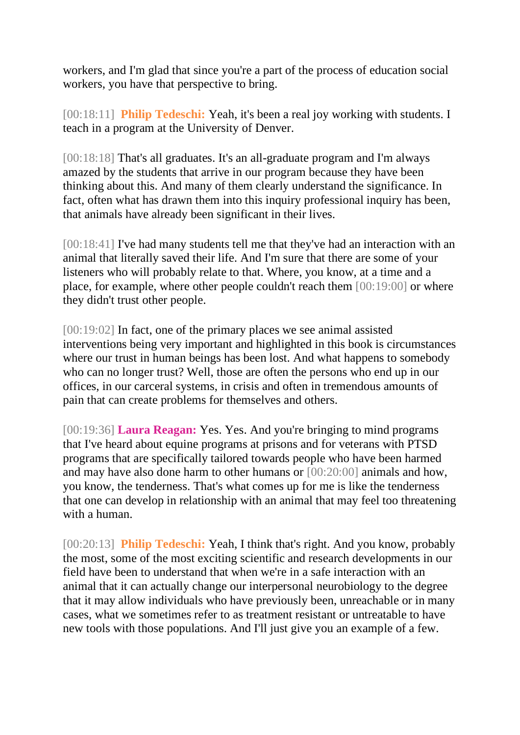workers, and I'm glad that since you're a part of the process of education social workers, you have that perspective to bring.

[00:18:11] **Philip Tedeschi:** Yeah, it's been a real joy working with students. I teach in a program at the University of Denver.

[00:18:18] That's all graduates. It's an all-graduate program and I'm always amazed by the students that arrive in our program because they have been thinking about this. And many of them clearly understand the significance. In fact, often what has drawn them into this inquiry professional inquiry has been, that animals have already been significant in their lives.

[00:18:41] I've had many students tell me that they've had an interaction with an animal that literally saved their life. And I'm sure that there are some of your listeners who will probably relate to that. Where, you know, at a time and a place, for example, where other people couldn't reach them [00:19:00] or where they didn't trust other people.

[00:19:02] In fact, one of the primary places we see animal assisted interventions being very important and highlighted in this book is circumstances where our trust in human beings has been lost. And what happens to somebody who can no longer trust? Well, those are often the persons who end up in our offices, in our carceral systems, in crisis and often in tremendous amounts of pain that can create problems for themselves and others.

[00:19:36] **Laura Reagan:** Yes. Yes. And you're bringing to mind programs that I've heard about equine programs at prisons and for veterans with PTSD programs that are specifically tailored towards people who have been harmed and may have also done harm to other humans or [00:20:00] animals and how, you know, the tenderness. That's what comes up for me is like the tenderness that one can develop in relationship with an animal that may feel too threatening with a human.

[00:20:13] **Philip Tedeschi:** Yeah, I think that's right. And you know, probably the most, some of the most exciting scientific and research developments in our field have been to understand that when we're in a safe interaction with an animal that it can actually change our interpersonal neurobiology to the degree that it may allow individuals who have previously been, unreachable or in many cases, what we sometimes refer to as treatment resistant or untreatable to have new tools with those populations. And I'll just give you an example of a few.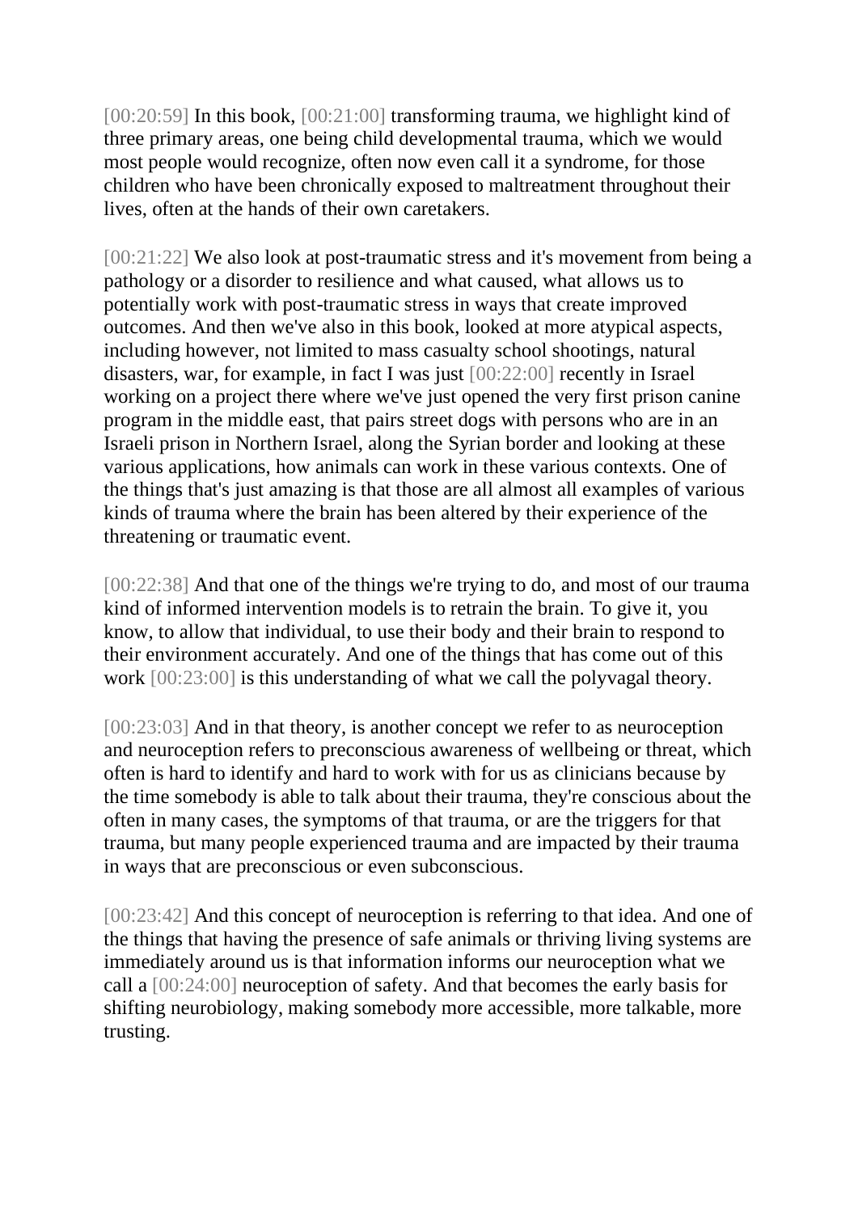[00:20:59] In this book, [00:21:00] transforming trauma, we highlight kind of three primary areas, one being child developmental trauma, which we would most people would recognize, often now even call it a syndrome, for those children who have been chronically exposed to maltreatment throughout their lives, often at the hands of their own caretakers.

[00:21:22] We also look at post-traumatic stress and it's movement from being a pathology or a disorder to resilience and what caused, what allows us to potentially work with post-traumatic stress in ways that create improved outcomes. And then we've also in this book, looked at more atypical aspects, including however, not limited to mass casualty school shootings, natural disasters, war, for example, in fact I was just [00:22:00] recently in Israel working on a project there where we've just opened the very first prison canine program in the middle east, that pairs street dogs with persons who are in an Israeli prison in Northern Israel, along the Syrian border and looking at these various applications, how animals can work in these various contexts. One of the things that's just amazing is that those are all almost all examples of various kinds of trauma where the brain has been altered by their experience of the threatening or traumatic event.

[00:22:38] And that one of the things we're trying to do, and most of our trauma kind of informed intervention models is to retrain the brain. To give it, you know, to allow that individual, to use their body and their brain to respond to their environment accurately. And one of the things that has come out of this work [00:23:00] is this understanding of what we call the polyvagal theory.

[00:23:03] And in that theory, is another concept we refer to as neuroception and neuroception refers to preconscious awareness of wellbeing or threat, which often is hard to identify and hard to work with for us as clinicians because by the time somebody is able to talk about their trauma, they're conscious about the often in many cases, the symptoms of that trauma, or are the triggers for that trauma, but many people experienced trauma and are impacted by their trauma in ways that are preconscious or even subconscious.

[00:23:42] And this concept of neuroception is referring to that idea. And one of the things that having the presence of safe animals or thriving living systems are immediately around us is that information informs our neuroception what we call a [00:24:00] neuroception of safety. And that becomes the early basis for shifting neurobiology, making somebody more accessible, more talkable, more trusting.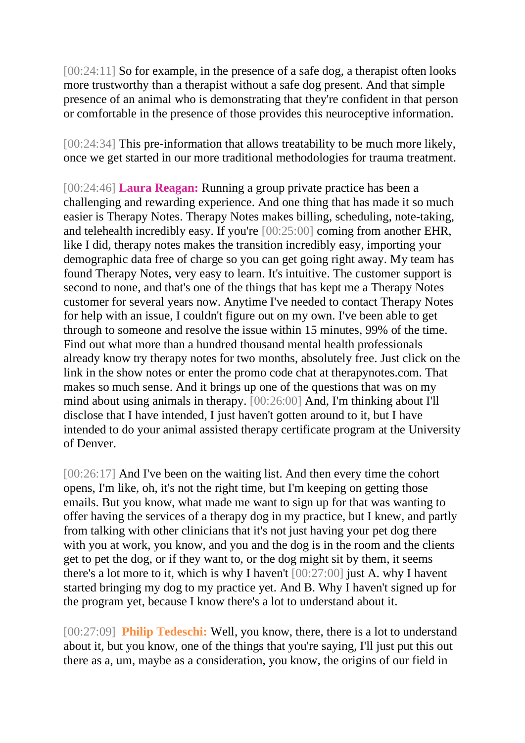[00:24:11] So for example, in the presence of a safe dog, a therapist often looks more trustworthy than a therapist without a safe dog present. And that simple presence of an animal who is demonstrating that they're confident in that person or comfortable in the presence of those provides this neuroceptive information.

[00:24:34] This pre-information that allows treatability to be much more likely, once we get started in our more traditional methodologies for trauma treatment.

[00:24:46] **Laura Reagan:** Running a group private practice has been a challenging and rewarding experience. And one thing that has made it so much easier is Therapy Notes. Therapy Notes makes billing, scheduling, note-taking, and telehealth incredibly easy. If you're [00:25:00] coming from another EHR, like I did, therapy notes makes the transition incredibly easy, importing your demographic data free of charge so you can get going right away. My team has found Therapy Notes, very easy to learn. It's intuitive. The customer support is second to none, and that's one of the things that has kept me a Therapy Notes customer for several years now. Anytime I've needed to contact Therapy Notes for help with an issue, I couldn't figure out on my own. I've been able to get through to someone and resolve the issue within 15 minutes, 99% of the time. Find out what more than a hundred thousand mental health professionals already know try therapy notes for two months, absolutely free. Just click on the link in the show notes or enter the promo code chat at therapynotes.com. That makes so much sense. And it brings up one of the questions that was on my mind about using animals in therapy. [00:26:00] And, I'm thinking about I'll disclose that I have intended, I just haven't gotten around to it, but I have intended to do your animal assisted therapy certificate program at the University of Denver.

[00:26:17] And I've been on the waiting list. And then every time the cohort opens, I'm like, oh, it's not the right time, but I'm keeping on getting those emails. But you know, what made me want to sign up for that was wanting to offer having the services of a therapy dog in my practice, but I knew, and partly from talking with other clinicians that it's not just having your pet dog there with you at work, you know, and you and the dog is in the room and the clients get to pet the dog, or if they want to, or the dog might sit by them, it seems there's a lot more to it, which is why I haven't [00:27:00] just A. why I havent started bringing my dog to my practice yet. And B. Why I haven't signed up for the program yet, because I know there's a lot to understand about it.

[00:27:09] **Philip Tedeschi:** Well, you know, there, there is a lot to understand about it, but you know, one of the things that you're saying, I'll just put this out there as a, um, maybe as a consideration, you know, the origins of our field in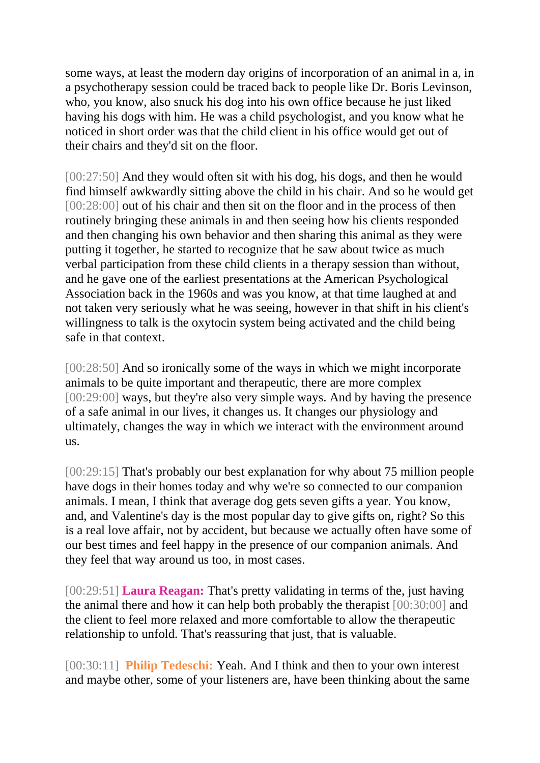some ways, at least the modern day origins of incorporation of an animal in a, in a psychotherapy session could be traced back to people like Dr. Boris Levinson, who, you know, also snuck his dog into his own office because he just liked having his dogs with him. He was a child psychologist, and you know what he noticed in short order was that the child client in his office would get out of their chairs and they'd sit on the floor.

[00:27:50] And they would often sit with his dog, his dogs, and then he would find himself awkwardly sitting above the child in his chair. And so he would get [00:28:00] out of his chair and then sit on the floor and in the process of then routinely bringing these animals in and then seeing how his clients responded and then changing his own behavior and then sharing this animal as they were putting it together, he started to recognize that he saw about twice as much verbal participation from these child clients in a therapy session than without, and he gave one of the earliest presentations at the American Psychological Association back in the 1960s and was you know, at that time laughed at and not taken very seriously what he was seeing, however in that shift in his client's willingness to talk is the oxytocin system being activated and the child being safe in that context.

[00:28:50] And so ironically some of the ways in which we might incorporate animals to be quite important and therapeutic, there are more complex [00:29:00] ways, but they're also very simple ways. And by having the presence of a safe animal in our lives, it changes us. It changes our physiology and ultimately, changes the way in which we interact with the environment around us.

[00:29:15] That's probably our best explanation for why about 75 million people have dogs in their homes today and why we're so connected to our companion animals. I mean, I think that average dog gets seven gifts a year. You know, and, and Valentine's day is the most popular day to give gifts on, right? So this is a real love affair, not by accident, but because we actually often have some of our best times and feel happy in the presence of our companion animals. And they feel that way around us too, in most cases.

[00:29:51] **Laura Reagan:** That's pretty validating in terms of the, just having the animal there and how it can help both probably the therapist [00:30:00] and the client to feel more relaxed and more comfortable to allow the therapeutic relationship to unfold. That's reassuring that just, that is valuable.

[00:30:11] **Philip Tedeschi:** Yeah. And I think and then to your own interest and maybe other, some of your listeners are, have been thinking about the same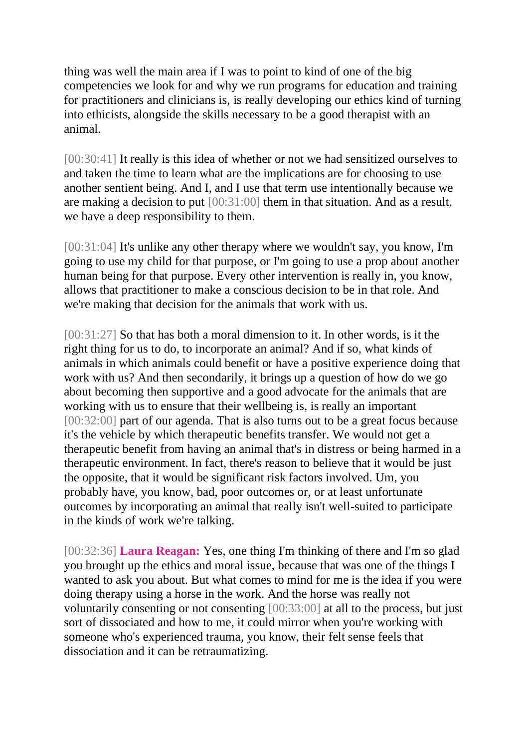thing was well the main area if I was to point to kind of one of the big competencies we look for and why we run programs for education and training for practitioners and clinicians is, is really developing our ethics kind of turning into ethicists, alongside the skills necessary to be a good therapist with an animal.

[00:30:41] It really is this idea of whether or not we had sensitized ourselves to and taken the time to learn what are the implications are for choosing to use another sentient being. And I, and I use that term use intentionally because we are making a decision to put [00:31:00] them in that situation. And as a result, we have a deep responsibility to them.

[00:31:04] It's unlike any other therapy where we wouldn't say, you know, I'm going to use my child for that purpose, or I'm going to use a prop about another human being for that purpose. Every other intervention is really in, you know, allows that practitioner to make a conscious decision to be in that role. And we're making that decision for the animals that work with us.

[00:31:27] So that has both a moral dimension to it. In other words, is it the right thing for us to do, to incorporate an animal? And if so, what kinds of animals in which animals could benefit or have a positive experience doing that work with us? And then secondarily, it brings up a question of how do we go about becoming then supportive and a good advocate for the animals that are working with us to ensure that their wellbeing is, is really an important [00:32:00] part of our agenda. That is also turns out to be a great focus because it's the vehicle by which therapeutic benefits transfer. We would not get a therapeutic benefit from having an animal that's in distress or being harmed in a therapeutic environment. In fact, there's reason to believe that it would be just the opposite, that it would be significant risk factors involved. Um, you probably have, you know, bad, poor outcomes or, or at least unfortunate outcomes by incorporating an animal that really isn't well-suited to participate in the kinds of work we're talking.

[00:32:36] **Laura Reagan:** Yes, one thing I'm thinking of there and I'm so glad you brought up the ethics and moral issue, because that was one of the things I wanted to ask you about. But what comes to mind for me is the idea if you were doing therapy using a horse in the work. And the horse was really not voluntarily consenting or not consenting [00:33:00] at all to the process, but just sort of dissociated and how to me, it could mirror when you're working with someone who's experienced trauma, you know, their felt sense feels that dissociation and it can be retraumatizing.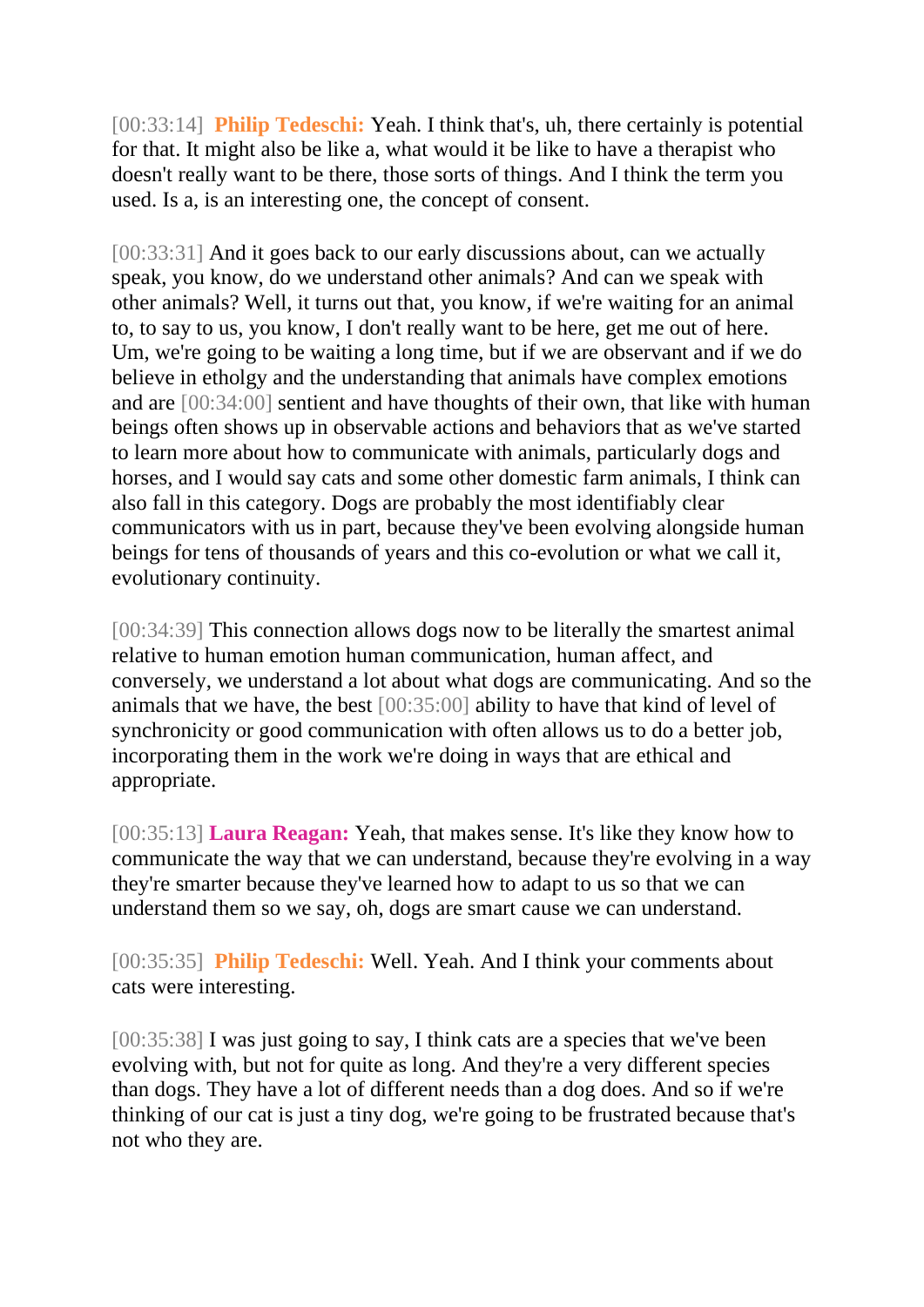[00:33:14] **Philip Tedeschi:** Yeah. I think that's, uh, there certainly is potential for that. It might also be like a, what would it be like to have a therapist who doesn't really want to be there, those sorts of things. And I think the term you used. Is a, is an interesting one, the concept of consent.

[00:33:31] And it goes back to our early discussions about, can we actually speak, you know, do we understand other animals? And can we speak with other animals? Well, it turns out that, you know, if we're waiting for an animal to, to say to us, you know, I don't really want to be here, get me out of here. Um, we're going to be waiting a long time, but if we are observant and if we do believe in etholgy and the understanding that animals have complex emotions and are [00:34:00] sentient and have thoughts of their own, that like with human beings often shows up in observable actions and behaviors that as we've started to learn more about how to communicate with animals, particularly dogs and horses, and I would say cats and some other domestic farm animals, I think can also fall in this category. Dogs are probably the most identifiably clear communicators with us in part, because they've been evolving alongside human beings for tens of thousands of years and this co-evolution or what we call it, evolutionary continuity.

[00:34:39] This connection allows dogs now to be literally the smartest animal relative to human emotion human communication, human affect, and conversely, we understand a lot about what dogs are communicating. And so the animals that we have, the best [00:35:00] ability to have that kind of level of synchronicity or good communication with often allows us to do a better job, incorporating them in the work we're doing in ways that are ethical and appropriate.

[00:35:13] **Laura Reagan:** Yeah, that makes sense. It's like they know how to communicate the way that we can understand, because they're evolving in a way they're smarter because they've learned how to adapt to us so that we can understand them so we say, oh, dogs are smart cause we can understand.

[00:35:35] **Philip Tedeschi:** Well. Yeah. And I think your comments about cats were interesting.

[00:35:38] I was just going to say, I think cats are a species that we've been evolving with, but not for quite as long. And they're a very different species than dogs. They have a lot of different needs than a dog does. And so if we're thinking of our cat is just a tiny dog, we're going to be frustrated because that's not who they are.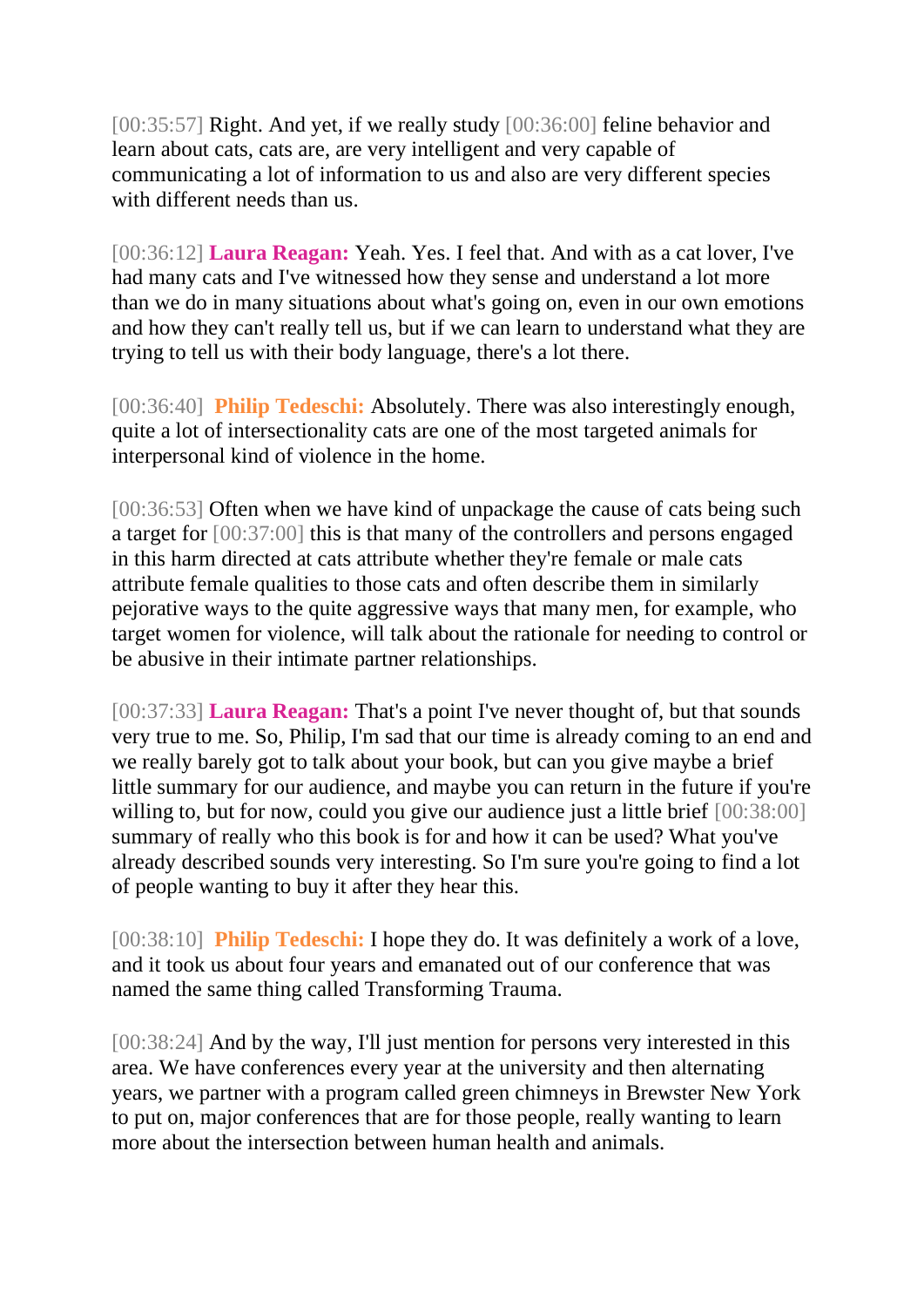[00:35:57] Right. And yet, if we really study [00:36:00] feline behavior and learn about cats, cats are, are very intelligent and very capable of communicating a lot of information to us and also are very different species with different needs than us.

[00:36:12] **Laura Reagan:** Yeah. Yes. I feel that. And with as a cat lover, I've had many cats and I've witnessed how they sense and understand a lot more than we do in many situations about what's going on, even in our own emotions and how they can't really tell us, but if we can learn to understand what they are trying to tell us with their body language, there's a lot there.

[00:36:40] **Philip Tedeschi:** Absolutely. There was also interestingly enough, quite a lot of intersectionality cats are one of the most targeted animals for interpersonal kind of violence in the home.

[00:36:53] Often when we have kind of unpackage the cause of cats being such a target for [00:37:00] this is that many of the controllers and persons engaged in this harm directed at cats attribute whether they're female or male cats attribute female qualities to those cats and often describe them in similarly pejorative ways to the quite aggressive ways that many men, for example, who target women for violence, will talk about the rationale for needing to control or be abusive in their intimate partner relationships.

[00:37:33] **Laura Reagan:** That's a point I've never thought of, but that sounds very true to me. So, Philip, I'm sad that our time is already coming to an end and we really barely got to talk about your book, but can you give maybe a brief little summary for our audience, and maybe you can return in the future if you're willing to, but for now, could you give our audience just a little brief [00:38:00] summary of really who this book is for and how it can be used? What you've already described sounds very interesting. So I'm sure you're going to find a lot of people wanting to buy it after they hear this.

[00:38:10] **Philip Tedeschi:** I hope they do. It was definitely a work of a love, and it took us about four years and emanated out of our conference that was named the same thing called Transforming Trauma.

[00:38:24] And by the way, I'll just mention for persons very interested in this area. We have conferences every year at the university and then alternating years, we partner with a program called green chimneys in Brewster New York to put on, major conferences that are for those people, really wanting to learn more about the intersection between human health and animals.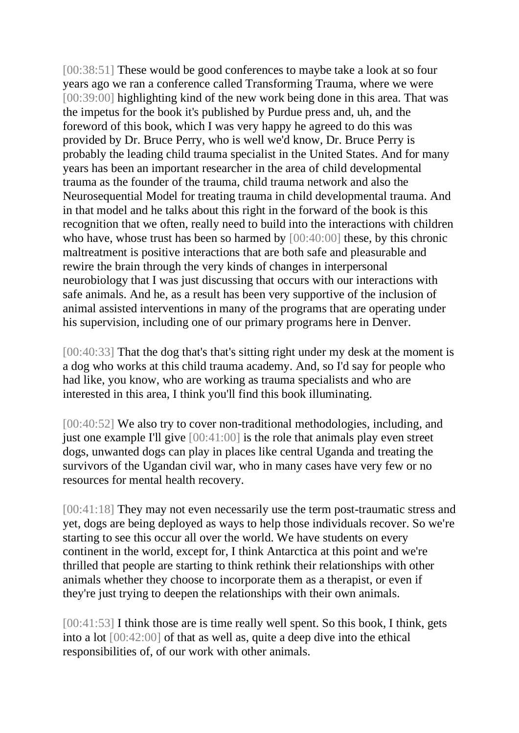[00:38:51] These would be good conferences to maybe take a look at so four years ago we ran a conference called Transforming Trauma, where we were [00:39:00] highlighting kind of the new work being done in this area. That was the impetus for the book it's published by Purdue press and, uh, and the foreword of this book, which I was very happy he agreed to do this was provided by Dr. Bruce Perry, who is well we'd know, Dr. Bruce Perry is probably the leading child trauma specialist in the United States. And for many years has been an important researcher in the area of child developmental trauma as the founder of the trauma, child trauma network and also the Neurosequential Model for treating trauma in child developmental trauma. And in that model and he talks about this right in the forward of the book is this recognition that we often, really need to build into the interactions with children who have, whose trust has been so harmed by [00:40:00] these, by this chronic maltreatment is positive interactions that are both safe and pleasurable and rewire the brain through the very kinds of changes in interpersonal neurobiology that I was just discussing that occurs with our interactions with safe animals. And he, as a result has been very supportive of the inclusion of animal assisted interventions in many of the programs that are operating under his supervision, including one of our primary programs here in Denver.

[00:40:33] That the dog that's that's sitting right under my desk at the moment is a dog who works at this child trauma academy. And, so I'd say for people who had like, you know, who are working as trauma specialists and who are interested in this area, I think you'll find this book illuminating.

[00:40:52] We also try to cover non-traditional methodologies, including, and just one example I'll give [00:41:00] is the role that animals play even street dogs, unwanted dogs can play in places like central Uganda and treating the survivors of the Ugandan civil war, who in many cases have very few or no resources for mental health recovery.

[00:41:18] They may not even necessarily use the term post-traumatic stress and yet, dogs are being deployed as ways to help those individuals recover. So we're starting to see this occur all over the world. We have students on every continent in the world, except for, I think Antarctica at this point and we're thrilled that people are starting to think rethink their relationships with other animals whether they choose to incorporate them as a therapist, or even if they're just trying to deepen the relationships with their own animals.

[00:41:53] I think those are is time really well spent. So this book, I think, gets into a lot [00:42:00] of that as well as, quite a deep dive into the ethical responsibilities of, of our work with other animals.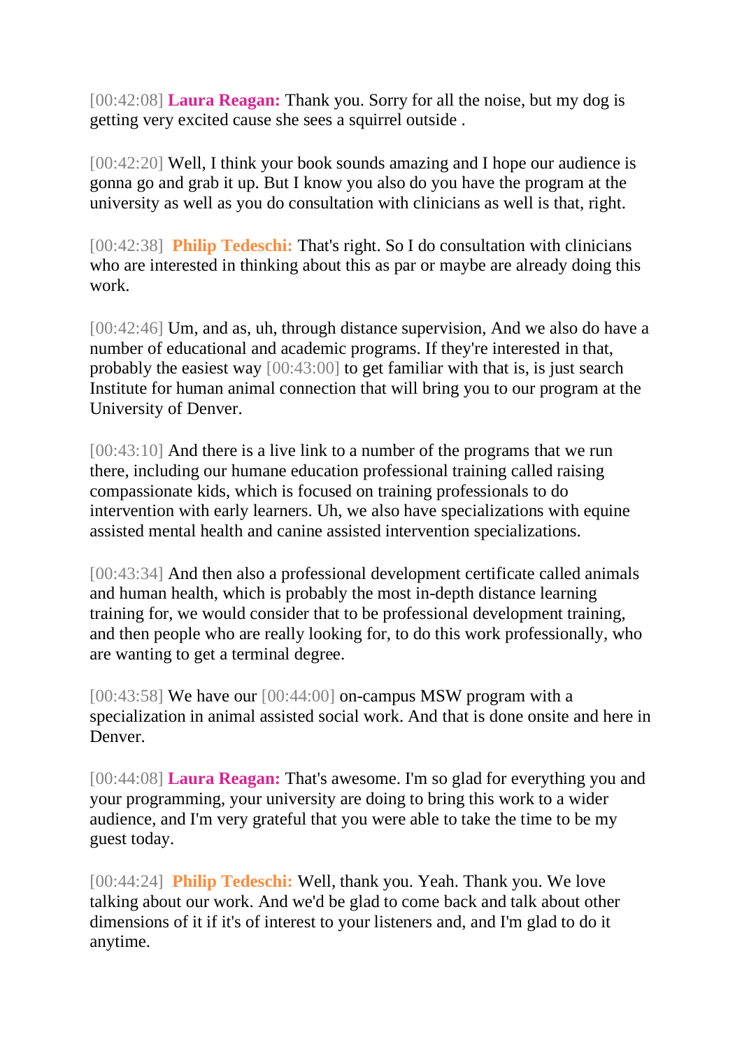[00:42:08] **Laura Reagan:** Thank you. Sorry for all the noise, but my dog is getting very excited cause she sees a squirrel outside .

[00:42:20] Well, I think your book sounds amazing and I hope our audience is gonna go and grab it up. But I know you also do you have the program at the university as well as you do consultation with clinicians as well is that, right.

[00:42:38] **Philip Tedeschi:** That's right. So I do consultation with clinicians who are interested in thinking about this as par or maybe are already doing this work.

[00:42:46] Um, and as, uh, through distance supervision, And we also do have a number of educational and academic programs. If they're interested in that, probably the easiest way [00:43:00] to get familiar with that is, is just search Institute for human animal connection that will bring you to our program at the University of Denver.

[00:43:10] And there is a live link to a number of the programs that we run there, including our humane education professional training called raising compassionate kids, which is focused on training professionals to do intervention with early learners. Uh, we also have specializations with equine assisted mental health and canine assisted intervention specializations.

[00:43:34] And then also a professional development certificate called animals and human health, which is probably the most in-depth distance learning training for, we would consider that to be professional development training, and then people who are really looking for, to do this work professionally, who are wanting to get a terminal degree.

[00:43:58] We have our [00:44:00] on-campus MSW program with a specialization in animal assisted social work. And that is done onsite and here in Denver.

[00:44:08] **Laura Reagan:** That's awesome. I'm so glad for everything you and your programming, your university are doing to bring this work to a wider audience, and I'm very grateful that you were able to take the time to be my guest today.

[00:44:24] **Philip Tedeschi:** Well, thank you. Yeah. Thank you. We love talking about our work. And we'd be glad to come back and talk about other dimensions of it if it's of interest to your listeners and, and I'm glad to do it anytime.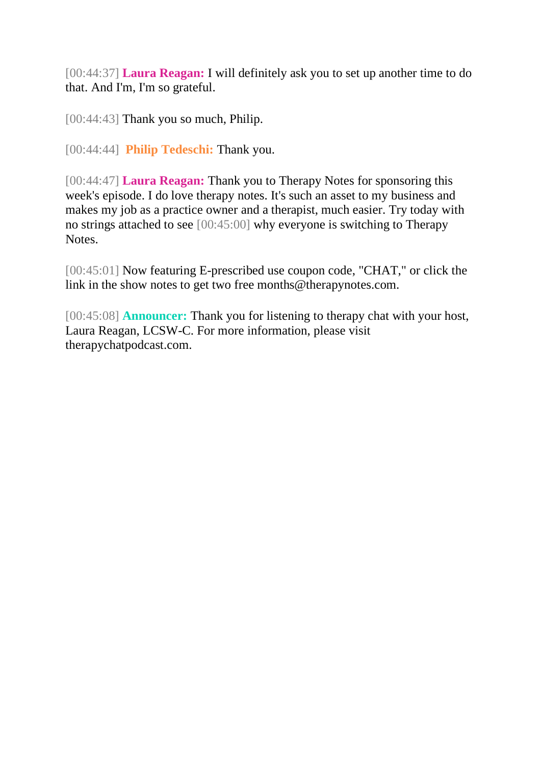[00:44:37] **Laura Reagan:** I will definitely ask you to set up another time to do that. And I'm, I'm so grateful.

[00:44:43] Thank you so much, Philip.

[00:44:44] **Philip Tedeschi:** Thank you.

[00:44:47] **Laura Reagan:** Thank you to Therapy Notes for sponsoring this week's episode. I do love therapy notes. It's such an asset to my business and makes my job as a practice owner and a therapist, much easier. Try today with no strings attached to see [00:45:00] why everyone is switching to Therapy Notes.

[00:45:01] Now featuring E-prescribed use coupon code, "CHAT," or click the link in the show notes to get two free months@therapynotes.com.

[00:45:08] **Announcer:** Thank you for listening to therapy chat with your host, Laura Reagan, LCSW-C. For more information, please visit therapychatpodcast.com.